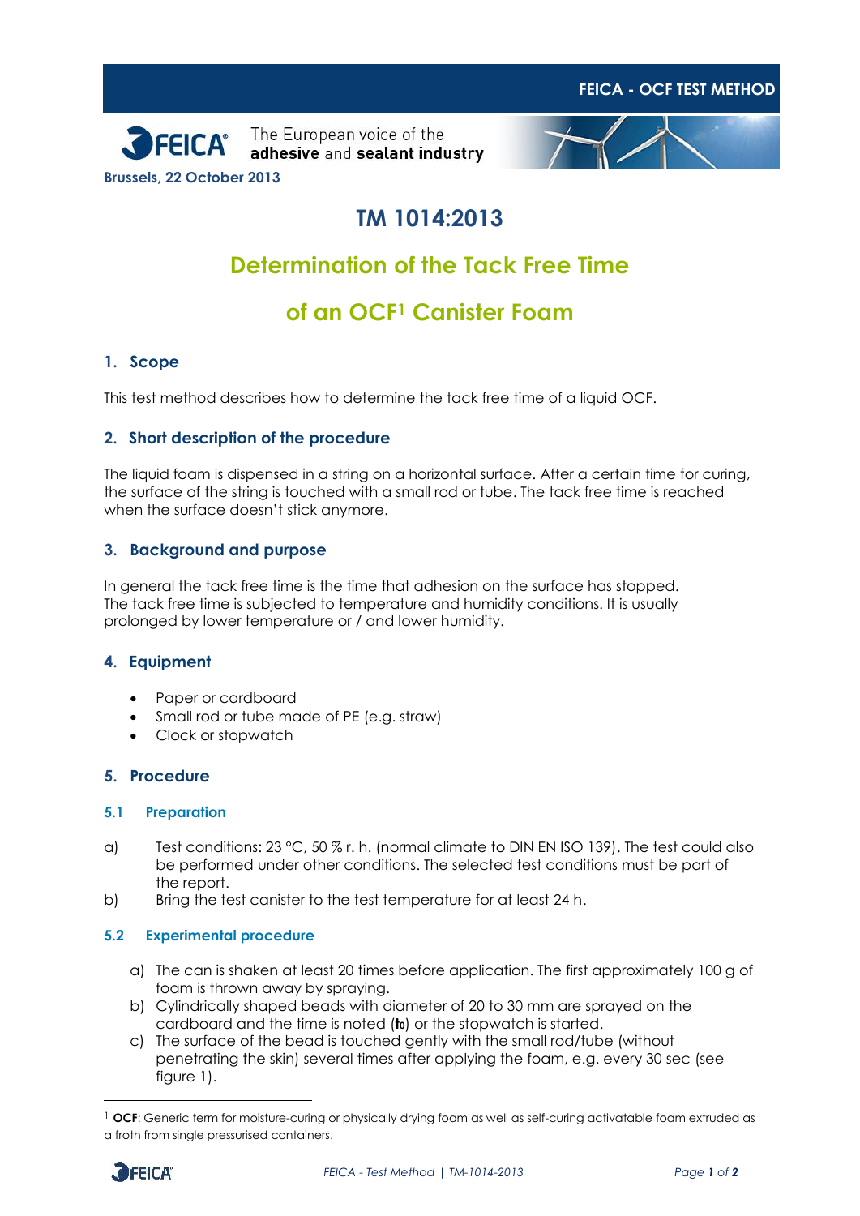**FEICA - OCF TEST METHOD**

The European voice of the **adhesive** and **sealant industry**

**Brussels, 22 October 2013**

# TM 1014:2013

# Determination of the Tack Free Time of an OCF[1] Canister Foam

## 1. Scope

This test method describes how to determine the tack free time of a liquid OCF.

## 2. Short description of the procedure

The liquid foam is dispensed in a string on a horizontal surface. After a certain time for curing, the surface of the string is touched with a small rod or tube. The tack free time is reached when the surface doesn't stick anymore.

## 3. Background and purpose

In general the tack free time is the time that adhesion on the surface has stopped. The tack free time is subjected to temperature and humidity conditions. It is usually prolonged by lower temperature or / and lower humidity.

## 4. Equipment

- Paper or cardboard
- Small rod or tube made of PE (e.g. straw)
- Clock or stopwatch

## 5. Procedure

### 5.1 Preparation

a) Test conditions: 23 °C, 50 % r. h. (normal climate to DIN EN ISO 139). The test could also be performed under other conditions. The selected test conditions must be part of the report.

b) Bring the test canister to the test temperature for at least 24 h.

### 5.2 Experimental procedure

a) The can is shaken at least 20 times before application. The first approximately 100 g of foam is thrown away by spraying.

b) Cylindrically shaped beads with diameter of 20 to 30 mm are sprayed on the cardboard and the time is noted (**$t_0$**) or the stopwatch is started.

c) The surface of the bead is touched gently with the small rod/tube (without penetrating the skin) several times after applying the foam, e.g. every 30 sec (see figure 1).

---

[1] **OCF**: Generic term for moisture-curing or physically drying foam as well as self-curing activatable foam extruded as a froth from single pressurised containers.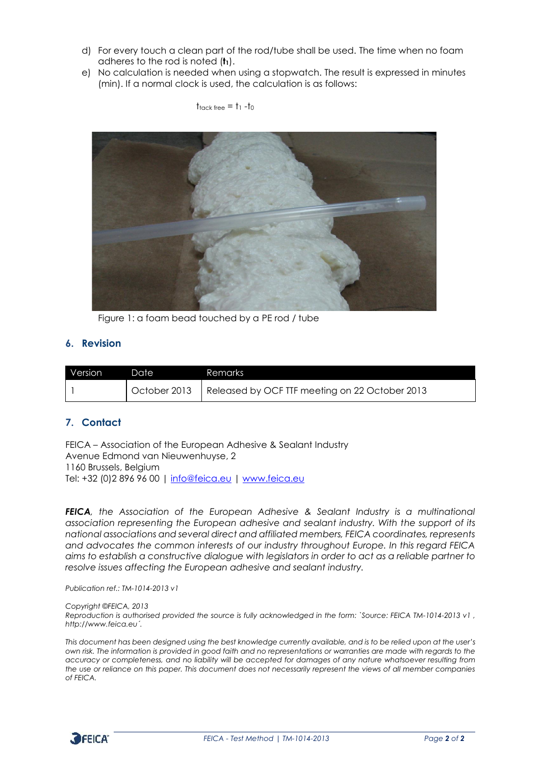d) For every touch a clean part of the rod/tube shall be used. The time when no foam adheres to the rod is noted (**$t_1$**).

e) No calculation is needed when using a stopwatch. The result is expressed in minutes (min). If a normal clock is used, the calculation as follows:

$$t_{tack\ free} = t_1 - t_0$$

Figure 1: a foam bead touched by a PE rod / tube

## 6. Revision

| Version | Date | Remarks |
|---|---|---|
| 1 | October 2013 | Released by OCF TTF meeting on 22 October 2013 |

## 7. Contact

FEICA – Association of the European Adhesive & Sealant Industry
Avenue Edmond van Nieuwenhuyse, 2
1160 Brussels, Belgium
Tel: +32 (0)2 896 96 00 | info@feica.eu | www.feica.eu

***FEICA**, the Association of the European Adhesive & Sealant Industry is a multinational association representing the European adhesive and sealant industry. With the support of its national associations and several direct and affiliated members, FEICA coordinates, represents and advocates the common interests of our industry throughout Europe. In this regard FEICA aims to establish a constructive dialogue with legislators in order to act as a reliable partner to resolve issues affecting the European adhesive and sealant industry.*

*Publication ref.: TM-1014-2013 v1*

*Copyright ©FEICA, 2013*
*Reproduction is authorised provided the source is fully acknowledged in the form: `Source: FEICA TM-1014-2013 v1 , http://www.feica.eu´.*

*This document has been designed using the best knowledge currently available, and is to be relied upon at the user's own risk. The information is provided in good faith and no representations or warranties are made with regards to the accuracy or completeness, and no liability will be accepted for damages of any nature whatsoever resulting from the use or reliance on this paper. This document does not necessarily represent the views of all member companies of FEICA.*